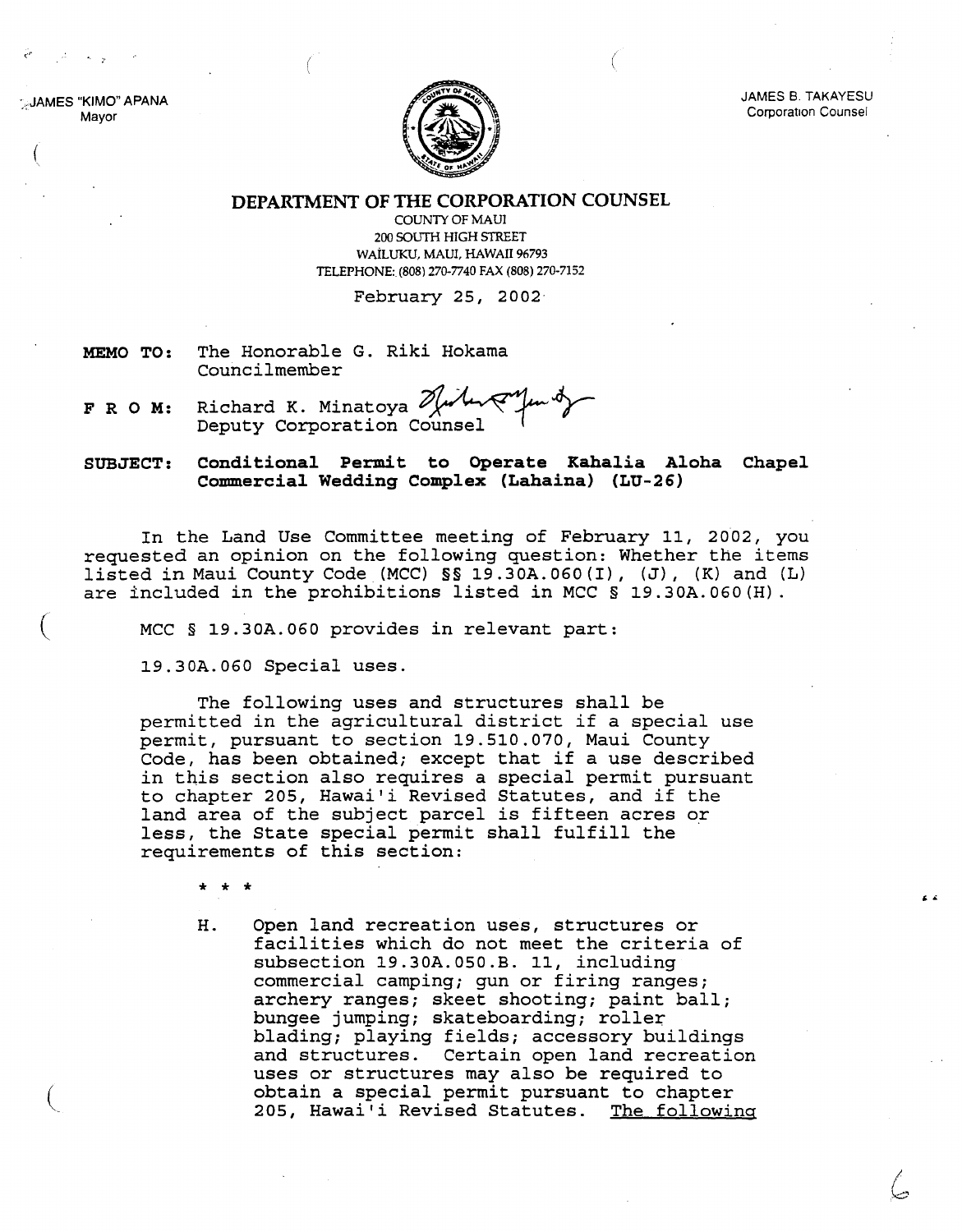JAMES "KIMO" APANA
Mayor

JAMES B. TAKAYESU
Corporation Counsel

**DEPARTMENT OF THE CORPORATION COUNSEL**

COUNTY OF MAUI
200 SOUTH HIGH STREET
WAILUKU, MAUI, HAWAII 96793
TELEPHONE: (808) 270-7740 FAX (808) 270-7152

February 25, 2002

**MEMO TO:** The Honorable G. Riki Hokama
Councilmember

**F R O M:** Richard K. Minatoya
Deputy Corporation Counsel

**SUBJECT: Conditional Permit to Operate Kahalia Aloha Chapel Commercial Wedding Complex (Lahaina) (LU-26)**

In the Land Use Committee meeting of February 11, 2002, you requested an opinion on the following question: Whether the items listed in Maui County Code (MCC) §§ 19.30A.060(I), (J), (K) and (L) are included in the prohibitions listed in MCC § 19.30A.060(H).

MCC § 19.30A.060 provides in relevant part:

19.30A.060 Special uses.

The following uses and structures shall be permitted in the agricultural district if a special use permit, pursuant to section 19.510.070, Maui County Code, has been obtained; except that if a use described in this section also requires a special permit pursuant to chapter 205, Hawai'i Revised Statutes, and if the land area of the subject parcel is fifteen acres or less, the State special permit shall fulfill the requirements of this section:

\* \* \*

H. Open land recreation uses, structures or facilities which do not meet the criteria of subsection 19.30A.050.B. 11, including commercial camping; gun or firing ranges; archery ranges; skeet shooting; paint ball; bungee jumping; skateboarding; roller blading; playing fields; accessory buildings and structures. Certain open land recreation uses or structures may also be required to obtain a special permit pursuant to chapter 205, Hawai'i Revised Statutes. <u>The following</u>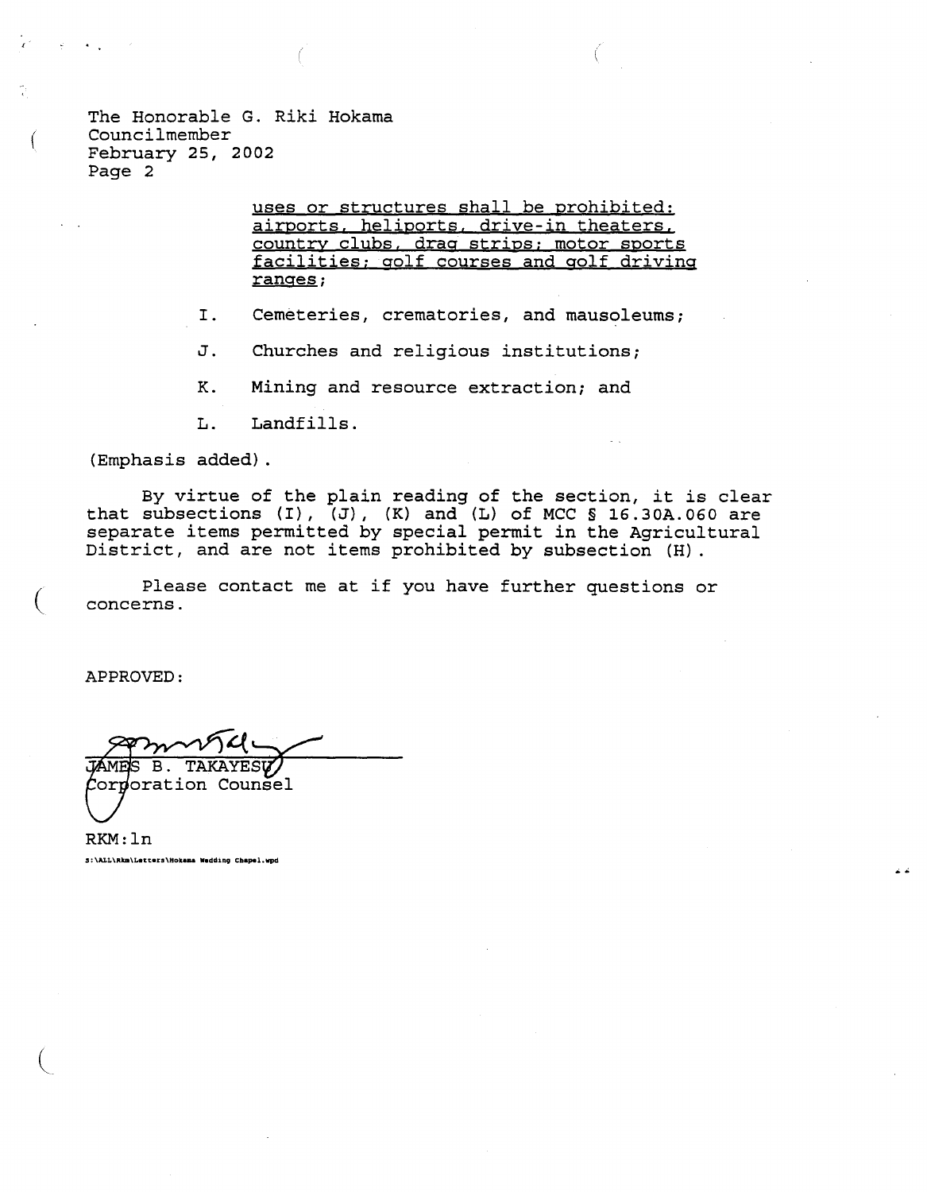The Honorable G. Riki Hokama
Councilmember
February 25, 2002
Page 2

> <u>uses or structures shall be prohibited: airports, heliports, drive-in theaters, country clubs, drag strips; motor sports facilities; golf courses and golf driving ranges</u>;
>
> I. Cemeteries, crematories, and mausoleums;
>
> J. Churches and religious institutions;
>
> K. Mining and resource extraction; and
>
> L. Landfills.

(Emphasis added).

By virtue of the plain reading of the section, it is clear that subsections (I), (J), (K) and (L) of MCC § 16.30A.060 are separate items permitted by special permit in the Agricultural District, and are not items prohibited by subsection (H).

Please contact me at if you have further questions or concerns.

APPROVED:

JAMES B. TAKAYESU
Corporation Counsel

RKM:ln

S:\ALL\Rkm\Letters\Hokama Wedding Chapel.wpd